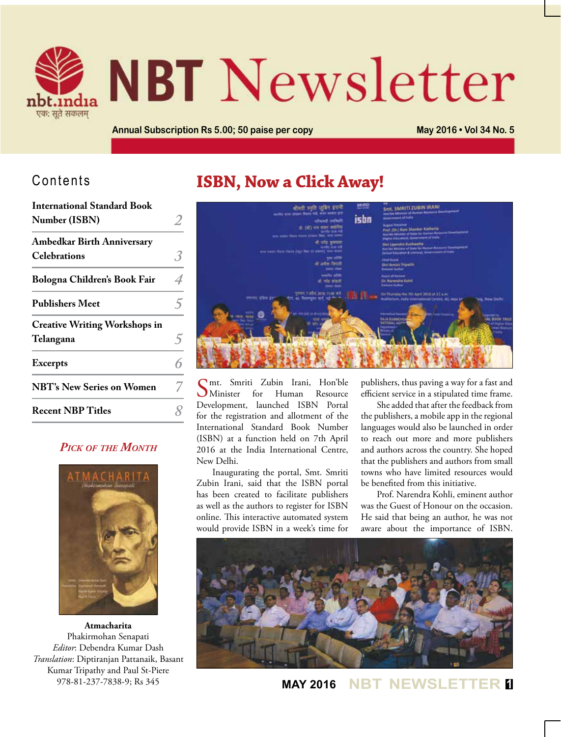# NBT Newsletter

Annual Subscription Rs 5.00; 50 paise per copy

## Contents

| | |
|---|---|
| International Standard Book Number (ISBN) | 2 |
| Ambedkar Birth Anniversary Celebrations | 3 |
| Bologna Children's Book Fair | 4 |
| Publishers Meet | 5 |
| Creative Writing Workshops in Telangana | 5 |
| Excerpts | 6 |
| NBT's New Series on Women | 7 |
| Recent NBP Titles | 8 |

### *Pick of the Month*

**Atmacharita**
Phakirmohan Senapati
*Editor*: Debendra Kumar Dash
*Translation*: Diptiranjan Pattanaik, Basant Kumar Tripathy and Paul St-Piere
978-81-237-7838-9; Rs 345

# ISBN, Now a Click Away!

Smt. Smriti Zubin Irani, Hon'ble Minister for Human Resource Development, launched ISBN Portal for the registration and allotment of the International Standard Book Number (ISBN) at a function held on 7th April 2016 at the India International Centre, New Delhi.

Inaugurating the portal, Smt. Smriti Zubin Irani, said that the ISBN portal has been created to facilitate publishers as well as the authors to register for ISBN online. This interactive automated system would provide ISBN in a week's time for publishers, thus paving a way for a fast and efficient service in a stipulated time frame.

She added that after the feedback from the publishers, a mobile app in the regional languages would also be launched in order to reach out more and more publishers and authors across the country. She hoped that the publishers and authors from small towns who have limited resources would be benefited from this initiative.

Prof. Narendra Kohli, eminent author was the Guest of Honour on the occasion. He said that being an author, he was not aware about the importance of ISBN.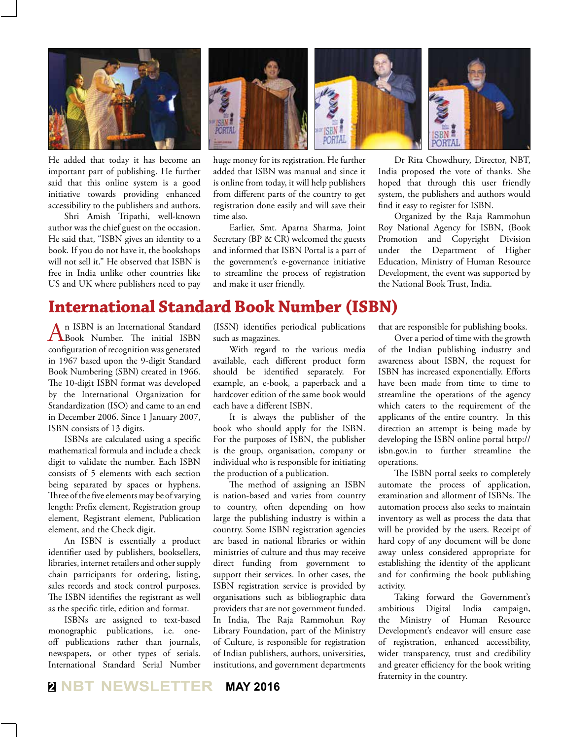He added that today it has become an important part of publishing. He further said that this online system is a good initiative towards providing enhanced accessibility to the publishers and authors.

Shri Amish Tripathi, well-known author was the chief guest on the occasion. He said that, "ISBN gives an identity to a book. If you do not have it, the bookshops will not sell it." He observed that ISBN is free in India unlike other countries like US and UK where publishers need to pay huge money for its registration. He further added that ISBN was manual and since it is online from today, it will help publishers from different parts of the country to get registration done easily and will save their time also.

Earlier, Smt. Aparna Sharma, Joint Secretary (BP & CR) welcomed the guests and informed that ISBN Portal is a part of the government's e-governance initiative to streamline the process of registration and make it user friendly.

Dr Rita Chowdhury, Director, NBT, India proposed the vote of thanks. She hoped that through this user friendly system, the publishers and authors would find it easy to register for ISBN.

Organized by the Raja Rammohun Roy National Agency for ISBN, (Book Promotion and Copyright Division under the Department of Higher Education, Ministry of Human Resource Development, the event was supported by the National Book Trust, India.

# International Standard Book Number (ISBN)

An ISBN is an International Standard Book Number. The initial ISBN configuration of recognition was generated in 1967 based upon the 9-digit Standard Book Numbering (SBN) created in 1966. The 10-digit ISBN format was developed by the International Organization for Standardization (ISO) and came to an end in December 2006. Since 1 January 2007, ISBN consists of 13 digits.

ISBNs are calculated using a specific mathematical formula and include a check digit to validate the number. Each ISBN consists of 5 elements with each section being separated by spaces or hyphens. Three of the five elements may be of varying length: Prefix element, Registration group element, Registrant element, Publication element, and the Check digit.

An ISBN is essentially a product identifier used by publishers, booksellers, libraries, internet retailers and other supply chain participants for ordering, listing, sales records and stock control purposes. The ISBN identifies the registrant as well as the specific title, edition and format.

ISBNs are assigned to text-based monographic publications, i.e. one-off publications rather than journals, newspapers, or other types of serials. International Standard Serial Number (ISSN) identifies periodical publications such as magazines.

With regard to the various media available, each different product form should be identified separately. For example, an e-book, a paperback and a hardcover edition of the same book would each have a different ISBN.

It is always the publisher of the book who should apply for the ISBN. For the purposes of ISBN, the publisher is the group, organisation, company or individual who is responsible for initiating the production of a publication.

The method of assigning an ISBN is nation-based and varies from country to country, often depending on how large the publishing industry is within a country. Some ISBN registration agencies are based in national libraries or within ministries of culture and thus may receive direct funding from government to support their services. In other cases, the ISBN registration service is provided by organisations such as bibliographic data providers that are not government funded. In India, The Raja Rammohun Roy Library Foundation, part of the Ministry of Culture, is responsible for registration of Indian publishers, authors, universities, institutions, and government departments that are responsible for publishing books.

Over a period of time with the growth of the Indian publishing industry and awareness about ISBN, the request for ISBN has increased exponentially. Efforts have been made from time to time to streamline the operations of the agency which caters to the requirement of the applicants of the entire country. In this direction an attempt is being made by developing the ISBN online portal http://isbn.gov.in to further streamline the operations.

The ISBN portal seeks to completely automate the process of application, examination and allotment of ISBNs. The automation process also seeks to maintain inventory as well as process the data that will be provided by the users. Receipt of hard copy of any document will be done away unless considered appropriate for establishing the identity of the applicant and for confirming the book publishing activity.

Taking forward the Government's ambitious Digital India campaign, the Ministry of Human Resource Development's endeavor will ensure ease of registration, enhanced accessibility, wider transparency, trust and credibility and greater efficiency for the book writing fraternity in the country.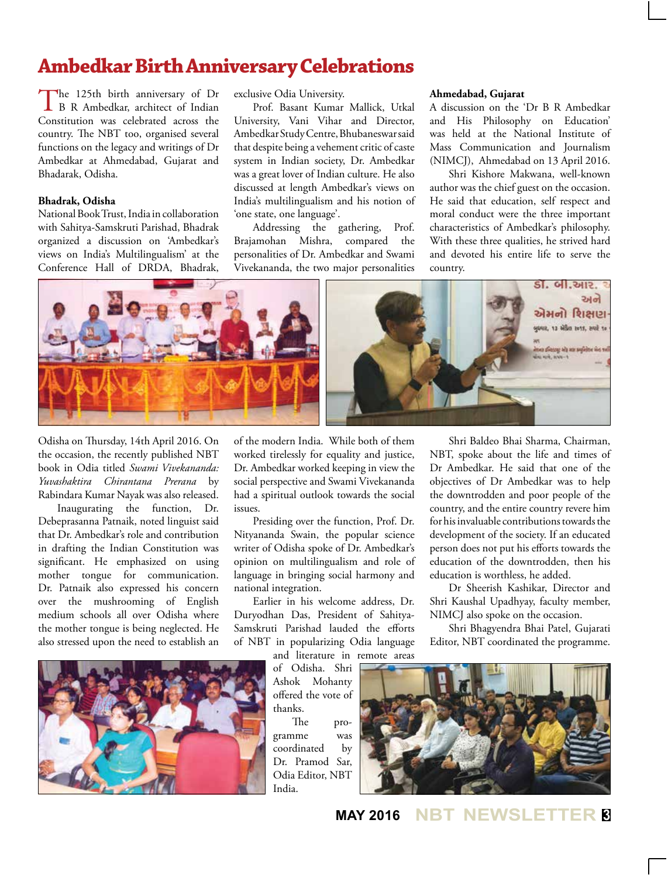# Ambedkar Birth Anniversary Celebrations

The 125th birth anniversary of Dr B R Ambedkar, architect of Indian Constitution was celebrated across the country. The NBT too, organised several functions on the legacy and writings of Dr Ambedkar at Ahmedabad, Gujarat and Bhadarak, Odisha.

**Bhadrak, Odisha**

National Book Trust, India in collaboration with Sahitya-Samskruti Parishad, Bhadrak organized a discussion on 'Ambedkar's views on India's Multilingualism' at the Conference Hall of DRDA, Bhadrak, Odisha on Thursday, 14th April 2016. On the occasion, the recently published NBT book in Odia titled *Swami Vivekananda: Yuvashaktira Chirantana Prerana* by Rabindara Kumar Nayak was also released.

Inaugurating the function, Dr. Debeprasanna Patnaik, noted linguist said that Dr. Ambedkar's role and contribution in drafting the Indian Constitution was significant. He emphasized on using mother tongue for communication. Dr. Patnaik also expressed his concern over the mushrooming of English medium schools all over Odisha where the mother tongue is being neglected. He also stressed upon the need to establish an exclusive Odia University.

Prof. Basant Kumar Mallick, Utkal University, Vani Vihar and Director, Ambedkar Study Centre, Bhubaneswar said that despite being a vehement critic of caste system in Indian society, Dr. Ambedkar was a great lover of Indian culture. He also discussed at length Ambedkar's views on India's multilingualism and his notion of 'one state, one language'.

Addressing the gathering, Prof. Brajamohan Mishra, compared the personalities of Dr. Ambedkar and Swami Vivekananda, the two major personalities of the modern India. While both of them worked tirelessly for equality and justice, Dr. Ambedkar worked keeping in view the social perspective and Swami Vivekananda had a spiritual outlook towards the social issues.

Presiding over the function, Prof. Dr. Nityananda Swain, the popular science writer of Odisha spoke of Dr. Ambedkar's opinion on multilingualism and role of language in bringing social harmony and national integration.

Earlier in his welcome address, Dr. Duryodhan Das, President of Sahitya-Samskruti Parishad lauded the efforts of NBT in popularizing Odia language and literature in remote areas of Odisha. Shri Ashok Mohanty offered the vote of thanks.

The programme was coordinated by Dr. Pramod Sar, Odia Editor, NBT India.

**Ahmedabad, Gujarat**

A discussion on the 'Dr B R Ambedkar and His Philosophy on Education' was held at the National Institute of Mass Communication and Journalism (NIMCJ), Ahmedabad on 13 April 2016.

Shri Kishore Makwana, well-known author was the chief guest on the occasion. He said that education, self respect and moral conduct were the three important characteristics of Ambedkar's philosophy. With these three qualities, he strived hard and devoted his entire life to serve the country.

Shri Baldeo Bhai Sharma, Chairman, NBT, spoke about the life and times of Dr Ambedkar. He said that one of the objectives of Dr Ambedkar was to help the downtrodden and poor people of the country, and the entire country revere him for his invaluable contributions towards the development of the society. If an educated person does not put his efforts towards the education of the downtrodden, then his education is worthless, he added.

Dr Sheerish Kashikar, Director and Shri Kaushal Upadhyay, faculty member, NIMCJ also spoke on the occasion.

Shri Bhagyendra Bhai Patel, Gujarati Editor, NBT coordinated the programme.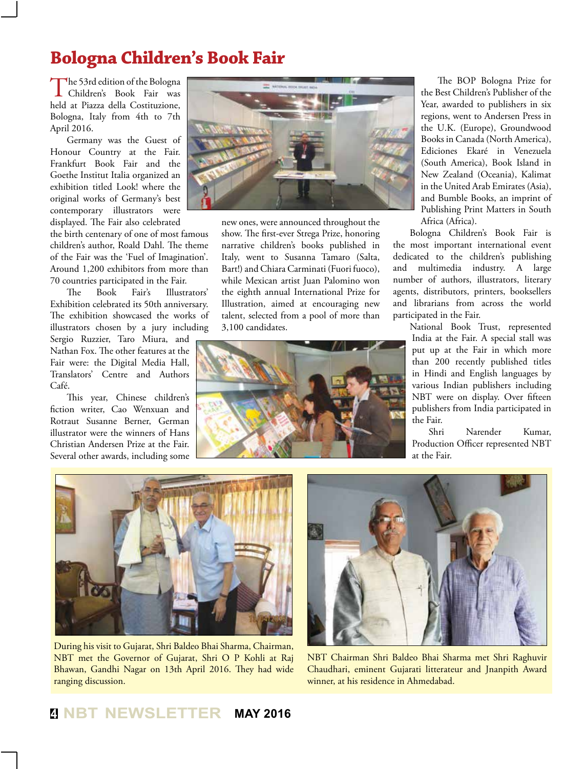# Bologna Children's Book Fair

The 53rd edition of the Bologna Children's Book Fair was held at Piazza della Costituzione, Bologna, Italy from 4th to 7th April 2016.

Germany was the Guest of Honour Country at the Fair. Frankfurt Book Fair and the Goethe Institut Italia organized an exhibition titled Look! where the original works of Germany's best contemporary illustrators were displayed. The Fair also celebrated the birth centenary of one of most famous children's author, Roald Dahl. The theme of the Fair was the 'Fuel of Imagination'. Around 1,200 exhibitors from more than 70 countries participated in the Fair.

The Book Fair's Illustrators' Exhibition celebrated its 50th anniversary. The exhibition showcased the works of illustrators chosen by a jury including Sergio Ruzzier, Taro Miura, and Nathan Fox. The other features at the Fair were: the Digital Media Hall, Translators' Centre and Authors Café.

This year, Chinese children's fiction writer, Cao Wenxuan and Rotraut Susanne Berner, German illustrator were the winners of Hans Christian Andersen Prize at the Fair. Several other awards, including some new ones, were announced throughout the show. The first-ever Strega Prize, honoring narrative children's books published in Italy, went to Susanna Tamaro (Salta, Bart!) and Chiara Carminati (Fuori fuoco), while Mexican artist Juan Palomino won the eighth annual International Prize for Illustration, aimed at encouraging new talent, selected from a pool of more than 3,100 candidates.

The BOP Bologna Prize for the Best Children's Publisher of the Year, awarded to publishers in six regions, went to Andersen Press in the U.K. (Europe), Groundwood Books in Canada (North America), Ediciones Ekaré in Venezuela (South America), Book Island in New Zealand (Oceania), Kalimat in the United Arab Emirates (Asia), and Bumble Books, an imprint of Publishing Print Matters in South Africa (Africa).

Bologna Children's Book Fair is the most important international event dedicated to the children's publishing and multimedia industry. A large number of authors, illustrators, literary agents, distributors, printers, booksellers and librarians from across the world participated in the Fair.

National Book Trust, represented India at the Fair. A special stall was put up at the Fair in which more than 200 recently published titles in Hindi and English languages by various Indian publishers including NBT were on display. Over fifteen publishers from India participated in the Fair.

Shri Narender Kumar, Production Officer represented NBT at the Fair.

During his visit to Gujarat, Shri Baldeo Bhai Sharma, Chairman, NBT met the Governor of Gujarat, Shri O P Kohli at Raj Bhawan, Gandhi Nagar on 13th April 2016. They had wide ranging discussion.

NBT Chairman Shri Baldeo Bhai Sharma met Shri Raghuvir Chaudhari, eminent Gujarati litterateur and Jnanpith Award winner, at his residence in Ahmedabad.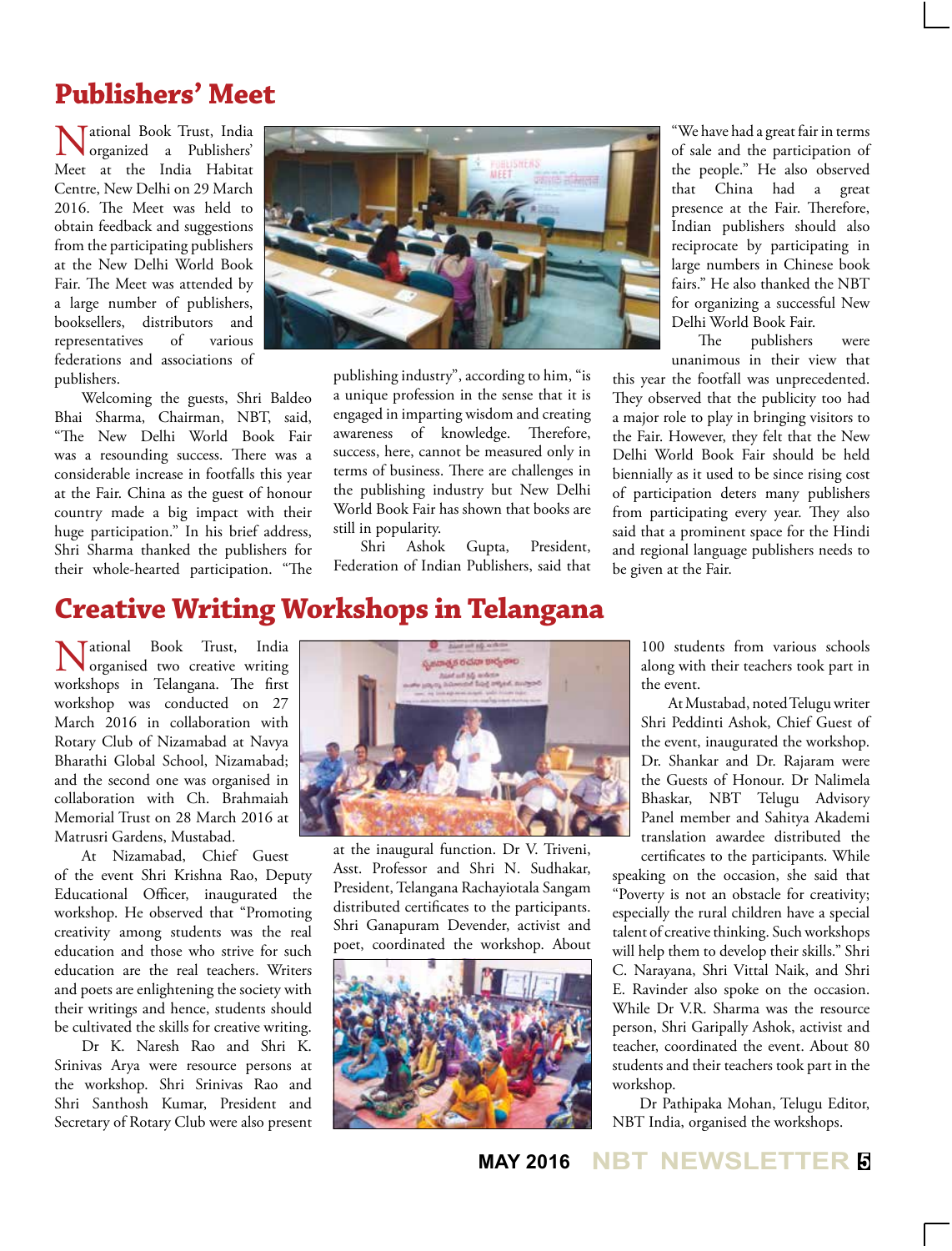## Publishers' Meet

National Book Trust, India organized a Publishers' Meet at the India Habitat Centre, New Delhi on 29 March 2016. The Meet was held to obtain feedback and suggestions from the participating publishers at the New Delhi World Book Fair. The Meet was attended by a large number of publishers, booksellers, distributors and representatives of various federations and associations of publishers.

Welcoming the guests, Shri Baldeo Bhai Sharma, Chairman, NBT, said, "The New Delhi World Book Fair was a resounding success. There was a considerable increase in footfalls this year at the Fair. China as the guest of honour country made a big impact with their huge participation." In his brief address, Shri Sharma thanked the publishers for their whole-hearted participation. "The publishing industry", according to him, "is a unique profession in the sense that it is engaged in imparting wisdom and creating awareness of knowledge. Therefore, success, here, cannot be measured only in terms of business. There are challenges in the publishing industry but New Delhi World Book Fair has shown that books are still in popularity.

Shri Ashok Gupta, President, Federation of Indian Publishers, said that "We have had a great fair in terms of sale and the participation of the people." He also observed that China had a great presence at the Fair. Therefore, Indian publishers should also reciprocate by participating in large numbers in Chinese book fairs." He also thanked the NBT for organizing a successful New Delhi World Book Fair.

The publishers were unanimous in their view that this year the footfall was unprecedented. They observed that the publicity too had a major role to play in bringing visitors to the Fair. However, they felt that the New Delhi World Book Fair should be held biennially as it used to be since rising cost of participation deters many publishers from participating every year. They also said that a prominent space for the Hindi and regional language publishers needs to be given at the Fair.

## Creative Writing Workshops in Telangana

National Book Trust, India organised two creative writing workshops in Telangana. The first workshop was conducted on 27 March 2016 in collaboration with Rotary Club of Nizamabad at Navya Bharathi Global School, Nizamabad; and the second one was organised in collaboration with Ch. Brahmaiah Memorial Trust on 28 March 2016 at Matrusri Gardens, Mustabad.

At Nizamabad, Chief Guest of the event Shri Krishna Rao, Deputy Educational Officer, inaugurated the workshop. He observed that "Promoting creativity among students was the real education and those who strive for such education are the real teachers. Writers and poets are enlightening the society with their writings and hence, students should be cultivated the skills for creative writing.

Dr K. Naresh Rao and Shri K. Srinivas Arya were resource persons at the workshop. Shri Srinivas Rao and Shri Santhosh Kumar, President and Secretary of Rotary Club were also present at the inaugural function. Dr V. Triveni, Asst. Professor and Shri N. Sudhakar, President, Telangana Rachayiotala Sangam distributed certificates to the participants. Shri Ganapuram Devender, activist and poet, coordinated the workshop. About 100 students from various schools along with their teachers took part in the event.

At Mustabad, noted Telugu writer Shri Peddinti Ashok, Chief Guest of the event, inaugurated the workshop. Dr. Shankar and Dr. Rajaram were the Guests of Honour. Dr Nalimela Bhaskar, NBT Telugu Advisory Panel member and Sahitya Akademi translation awardee distributed the certificates to the participants. While speaking on the occasion, she said that "Poverty is not an obstacle for creativity; especially the rural children have a special talent of creative thinking. Such workshops will help them to develop their skills." Shri C. Narayana, Shri Vittal Naik, and Shri E. Ravinder also spoke on the occasion. While Dr V.R. Sharma was the resource person, Shri Garipally Ashok, activist and teacher, coordinated the event. About 80 students and their teachers took part in the workshop.

Dr Pathipaka Mohan, Telugu Editor, NBT India, organised the workshops.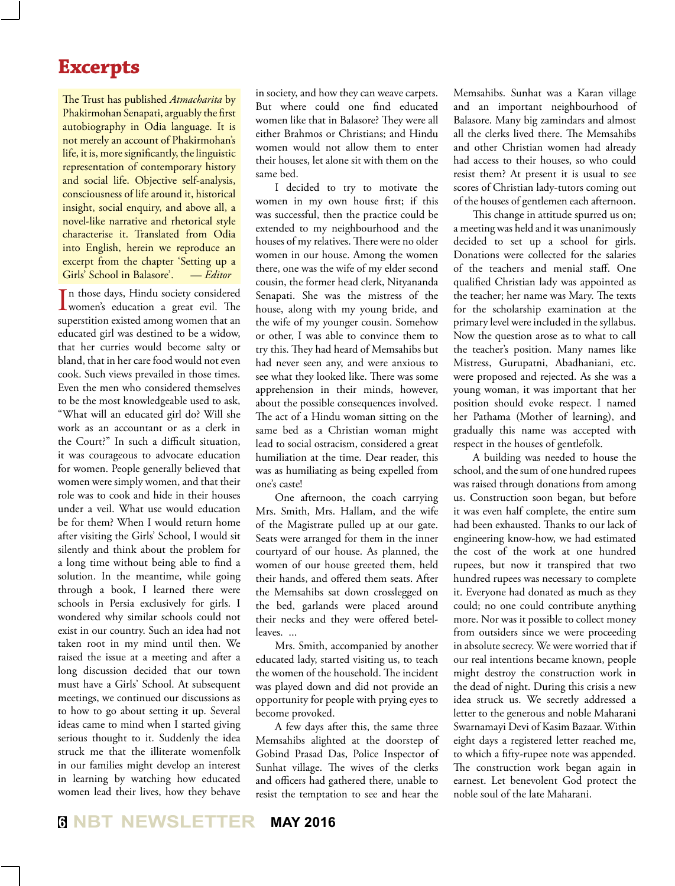# Excerpts

The Trust has published *Atmacharita* by Phakirmohan Senapati, arguably the first autobiography in Odia language. It is not merely an account of Phakirmohan's life, it is, more significantly, the linguistic representation of contemporary history and social life. Objective self-analysis, consciousness of life around it, historical insight, social enquiry, and above all, a novel-like narrative and rhetorical style characterise it. Translated from Odia into English, herein we reproduce an excerpt from the chapter 'Setting up a Girls' School in Balasore'. — *Editor*

In those days, Hindu society considered women's education a great evil. The superstition existed among women that an educated girl was destined to be a widow, that her curries would become salty or bland, that in her care food would not even cook. Such views prevailed in those times. Even the men who considered themselves to be the most knowledgeable used to ask, "What will an educated girl do? Will she work as an accountant or as a clerk in the Court?" In such a difficult situation, it was courageous to advocate education for women. People generally believed that women were simply women, and that their role was to cook and hide in their houses under a veil. What use would education be for them? When I would return home after visiting the Girls' School, I would sit silently and think about the problem for a long time without being able to find a solution. In the meantime, while going through a book, I learned there were schools in Persia exclusively for girls. I wondered why similar schools could not exist in our country. Such an idea had not taken root in my mind until then. We raised the issue at a meeting and after a long discussion decided that our town must have a Girls' School. At subsequent meetings, we continued our discussions as to how to go about setting it up. Several ideas came to mind when I started giving serious thought to it. Suddenly the idea struck me that the illiterate womenfolk in our families might develop an interest in learning by watching how educated women lead their lives, how they behave in society, and how they can weave carpets. But where could one find educated women like that in Balasore? They were all either Brahmos or Christians; and Hindu women would not allow them to enter their houses, let alone sit with them on the same bed.

I decided to try to motivate the women in my own house first; if this was successful, then the practice could be extended to my neighbourhood and the houses of my relatives. There were no older women in our house. Among the women there, one was the wife of my elder second cousin, the former head clerk, Nityananda Senapati. She was the mistress of the house, along with my young bride, and the wife of my younger cousin. Somehow or other, I was able to convince them to try this. They had heard of Memsahibs but had never seen any, and were anxious to see what they looked like. There was some apprehension in their minds, however, about the possible consequences involved. The act of a Hindu woman sitting on the same bed as a Christian woman might lead to social ostracism, considered a great humiliation at the time. Dear reader, this was as humiliating as being expelled from one's caste!

One afternoon, the coach carrying Mrs. Smith, Mrs. Hallam, and the wife of the Magistrate pulled up at our gate. Seats were arranged for them in the inner courtyard of our house. As planned, the women of our house greeted them, held their hands, and offered them seats. After the Memsahibs sat down crosslegged on the bed, garlands were placed around their necks and they were offered betel-leaves. ...

Mrs. Smith, accompanied by another educated lady, started visiting us, to teach the women of the household. The incident was played down and did not provide an opportunity for people with prying eyes to become provoked.

A few days after this, the same three Memsahibs alighted at the doorstep of Gobind Prasad Das, Police Inspector of Sunhat village. The wives of the clerks and officers had gathered there, unable to resist the temptation to see and hear the Memsahibs. Sunhat was a Karan village and an important neighbourhood of Balasore. Many big zamindars and almost all the clerks lived there. The Memsahibs and other Christian women had already had access to their houses, so who could resist them? At present it is usual to see scores of Christian lady-tutors coming out of the houses of gentlemen each afternoon.

This change in attitude spurred us on; a meeting was held and it was unanimously decided to set up a school for girls. Donations were collected for the salaries of the teachers and menial staff. One qualified Christian lady was appointed as the teacher; her name was Mary. The texts for the scholarship examination at the primary level were included in the syllabus. Now the question arose as to what to call the teacher's position. Many names like Mistress, Gurupatni, Abadhaniani, etc. were proposed and rejected. As she was a young woman, it was important that her position should evoke respect. I named her Pathama (Mother of learning), and gradually this name was accepted with respect in the houses of gentlefolk.

A building was needed to house the school, and the sum of one hundred rupees was raised through donations from among us. Construction soon began, but before it was even half complete, the entire sum had been exhausted. Thanks to our lack of engineering know-how, we had estimated the cost of the work at one hundred rupees, but now it transpired that two hundred rupees was necessary to complete it. Everyone had donated as much as they could; no one could contribute anything more. Nor was it possible to collect money from outsiders since we were proceeding in absolute secrecy. We were worried that if our real intentions became known, people might destroy the construction work in the dead of night. During this crisis a new idea struck us. We secretly addressed a letter to the generous and noble Maharani Swarnamayi Devi of Kasim Bazaar. Within eight days a registered letter reached me, to which a fifty-rupee note was appended. The construction work began again in earnest. Let benevolent God protect the noble soul of the late Maharani.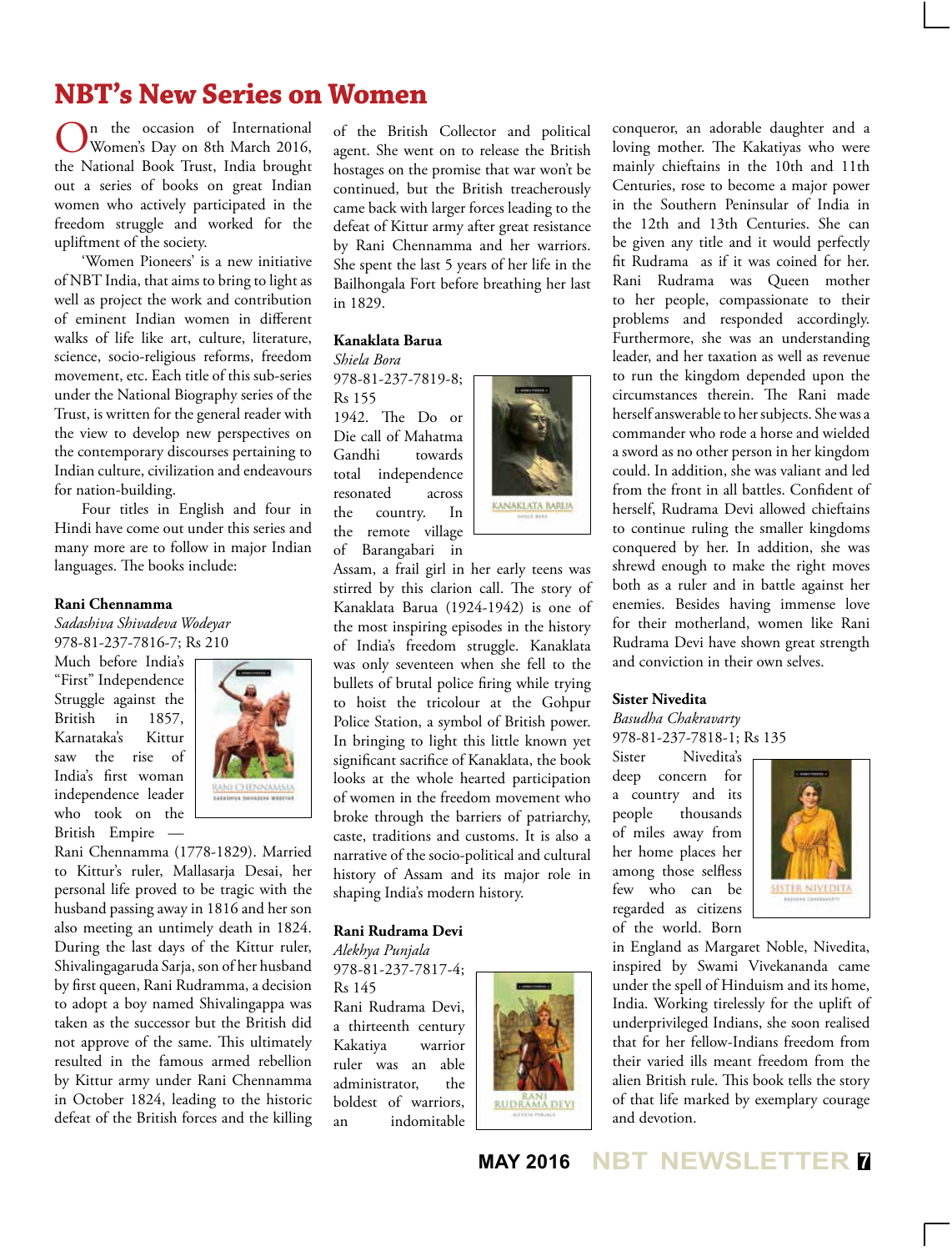# NBT's New Series on Women

On the occasion of International Women's Day on 8th March 2016, the National Book Trust, India brought out a series of books on great Indian women who actively participated in the freedom struggle and worked for the upliftment of the society.

'Women Pioneers' is a new initiative of NBT India, that aims to bring to light as well as project the work and contribution of eminent Indian women in different walks of life like art, culture, literature, science, socio-religious reforms, freedom movement, etc. Each title of this sub-series under the National Biography series of the Trust, is written for the general reader with the view to develop new perspectives on the contemporary discourses pertaining to Indian culture, civilization and endeavours for nation-building.

Four titles in English and four in Hindi have come out under this series and many more are to follow in major Indian languages. The books include:

**Rani Chennamma**
*Sadashiva Shivadeva Wodeyar*
978-81-237-7816-7; Rs 210

Much before India's "First" Independence Struggle against the British in 1857, Karnataka's Kittur saw the rise of India's first woman independence leader who took on the British Empire — Rani Chennamma (1778-1829). Married to Kittur's ruler, Mallasarja Desai, her personal life proved to be tragic with the husband passing away in 1816 and her son also meeting an untimely death in 1824. During the last days of the Kittur ruler, Shivalingagaruda Sarja, son of her husband by first queen, Rani Rudramma, a decision to adopt a boy named Shivalingappa was taken as the successor but the British did not approve of the same. This ultimately resulted in the famous armed rebellion by Kittur army under Rani Chennamma in October 1824, leading to the historic defeat of the British forces and the killing of the British Collector and political agent. She went on to release the British hostages on the promise that war won't be continued, but the British treacherously came back with larger forces leading to the defeat of Kittur army after great resistance by Rani Chennamma and her warriors. She spent the last 5 years of her life in the Bailhongala Fort before breathing her last in 1829.

**Kanaklata Barua**
*Shiela Bora*
978-81-237-7819-8; Rs 155

1942. The Do or Die call of Mahatma Gandhi towards total independence resonated across the country. In the remote village of Barangabari in Assam, a frail girl in her early teens was stirred by this clarion call. The story of Kanaklata Barua (1924-1942) is one of the most inspiring episodes in the history of India's freedom struggle. Kanaklata was only seventeen when she fell to the bullets of brutal police firing while trying to hoist the tricolour at the Gohpur Police Station, a symbol of British power. In bringing to light this little known yet significant sacrifice of Kanaklata, the book looks at the whole hearted participation of women in the freedom movement who broke through the barriers of patriarchy, caste, traditions and customs. It is also a narrative of the socio-political and cultural history of Assam and its major role in shaping India's modern history.

**Rani Rudrama Devi**
*Alekhya Punjala*
978-81-237-7817-4; Rs 145

Rani Rudrama Devi, a thirteenth century Kakatiya warrior ruler was an able administrator, the boldest of warriors, an indomitable conqueror, an adorable daughter and a loving mother. The Kakatiyas who were mainly chieftains in the 10th and 11th Centuries, rose to become a major power in the Southern Peninsular of India in the 12th and 13th Centuries. She can be given any title and it would perfectly fit Rudrama as if it was coined for her. Rani Rudrama was Queen mother to her people, compassionate to their problems and responded accordingly. Furthermore, she was an understanding leader, and her taxation as well as revenue to run the kingdom depended upon the circumstances therein. The Rani made herself answerable to her subjects. She was a commander who rode a horse and wielded a sword as no other person in her kingdom could. In addition, she was valiant and led from the front in all battles. Confident of herself, Rudrama Devi allowed chieftains to continue ruling the smaller kingdoms conquered by her. In addition, she was shrewd enough to make the right moves both as a ruler and in battle against her enemies. Besides having immense love for their motherland, women like Rani Rudrama Devi have shown great strength and conviction in their own selves.

**Sister Nivedita**
*Basudha Chakravarty*
978-81-237-7818-1; Rs 135

Sister Nivedita's deep concern for a country and its people thousands of miles away from her home places her among those selfless few who can be regarded as citizens of the world. Born in England as Margaret Noble, Nivedita, inspired by Swami Vivekananda came under the spell of Hinduism and its home, India. Working tirelessly for the uplift of underprivileged Indians, she soon realised that for her fellow-Indians freedom from their varied ills meant freedom from the alien British rule. This book tells the story of that life marked by exemplary courage and devotion.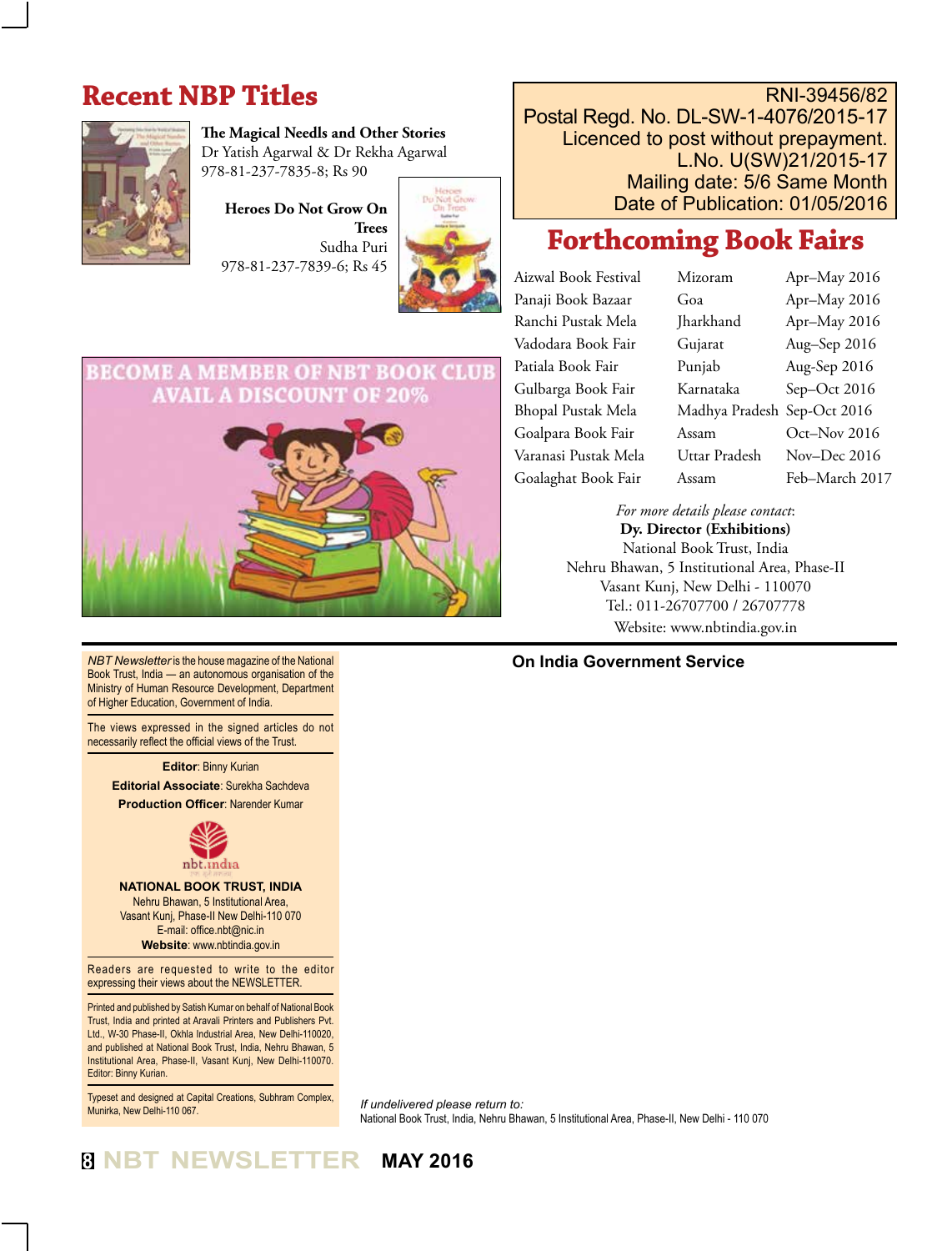## Recent NBP Titles

**The Magical Needls and Other Stories**
Dr Yatish Agarwal & Dr Rekha Agarwal
978-81-237-7835-8; Rs 90

**Heroes Do Not Grow On Trees**
Sudha Puri
978-81-237-7839-6; Rs 45

BECOME A MEMBER OF NBT BOOK CLUB
AVAIL A DISCOUNT OF 20%

RNI-39456/82
Postal Regd. No. DL-SW-1-4076/2015-17
Licenced to post without prepayment.
L.No. U(SW)21/2015-17
Mailing date: 5/6 Same Month
Date of Publication: 01/05/2016

## Forthcoming Book Fairs

| | | |
|---|---|---|
| Aizwal Book Festival | Mizoram | Apr–May 2016 |
| Panaji Book Bazaar | Goa | Apr–May 2016 |
| Ranchi Pustak Mela | Jharkhand | Apr–May 2016 |
| Vadodara Book Fair | Gujarat | Aug–Sep 2016 |
| Patiala Book Fair | Punjab | Aug-Sep 2016 |
| Gulbarga Book Fair | Karnataka | Sep–Oct 2016 |
| Bhopal Pustak Mela | Madhya Pradesh | Sep-Oct 2016 |
| Goalpara Book Fair | Assam | Oct–Nov 2016 |
| Varanasi Pustak Mela | Uttar Pradesh | Nov–Dec 2016 |
| Goalaghat Book Fair | Assam | Feb–March 2017 |

*For more details please contact*:
**Dy. Director (Exhibitions)**
National Book Trust, India
Nehru Bhawan, 5 Institutional Area, Phase-II
Vasant Kunj, New Delhi - 110070
Tel.: 011-26707700 / 26707778
Website: www.nbtindia.gov.in

*NBT Newsletter* is the house magazine of the National Book Trust, India — an autonomous organisation of the Ministry of Human Resource Development, Department of Higher Education, Government of India.

The views expressed in the signed articles do not necessarily reflect the official views of the Trust.

**Editor**: Binny Kurian
**Editorial Associate**: Surekha Sachdeva
**Production Officer**: Narender Kumar

**NATIONAL BOOK TRUST, INDIA**
Nehru Bhawan, 5 Institutional Area,
Vasant Kunj, Phase-II New Delhi-110 070
E-mail: office.nbt@nic.in
**Website**: www.nbtindia.gov.in

Readers are requested to write to the editor expressing their views about the NEWSLETTER.

Printed and published by Satish Kumar on behalf of National Book Trust, India and printed at Aravali Printers and Publishers Pvt. Ltd., W-30 Phase-II, Okhla Industrial Area, New Delhi-110020, and published at National Book Trust, India, Nehru Bhawan, 5 Institutional Area, Phase-II, Vasant Kunj, New Delhi-110070. Editor: Binny Kurian.

Typeset and designed at Capital Creations, Subhram Complex, Munirka, New Delhi-110 067.

**On India Government Service**

*If undelivered please return to:*
National Book Trust, India, Nehru Bhawan, 5 Institutional Area, Phase-II, New Delhi - 110 070